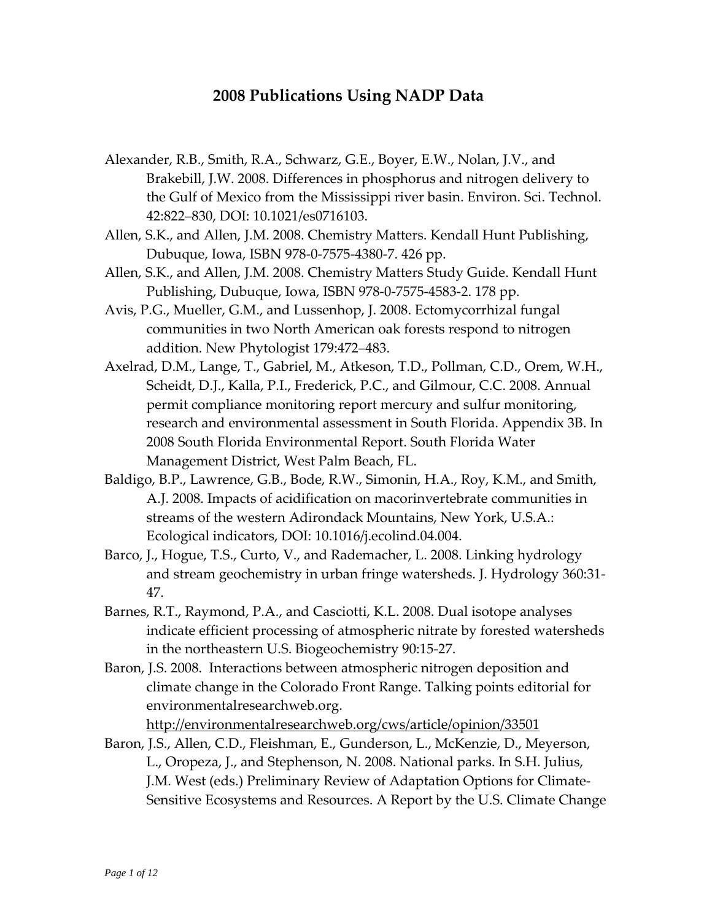# 2008 Publications Using NADP Data

Alexander, R.B., Smith, R.A., Schwarz, G.E., Boyer, E.W., Nolan, J.V., and Brakebill, J.W. 2008. Differences in phosphorus and nitrogen delivery to the Gulf of Mexico from the Mississippi river basin. Environ. Sci. Technol. 42:822–830, DOI: 10.1021/es0716103.

Allen, S.K., and Allen, J.M. 2008. Chemistry Matters. Kendall Hunt Publishing, Dubuque, Iowa, ISBN 978-0-7575-4380-7. 426 pp.

Allen, S.K., and Allen, J.M. 2008. Chemistry Matters Study Guide. Kendall Hunt Publishing, Dubuque, Iowa, ISBN 978-0-7575-4583-2. 178 pp.

Avis, P.G., Mueller, G.M., and Lussenhop, J. 2008. Ectomycorrhizal fungal communities in two North American oak forests respond to nitrogen addition. New Phytologist 179:472–483.

Axelrad, D.M., Lange, T., Gabriel, M., Atkeson, T.D., Pollman, C.D., Orem, W.H., Scheidt, D.J., Kalla, P.I., Frederick, P.C., and Gilmour, C.C. 2008. Annual permit compliance monitoring report mercury and sulfur monitoring, research and environmental assessment in South Florida. Appendix 3B. In 2008 South Florida Environmental Report. South Florida Water Management District, West Palm Beach, FL.

Baldigo, B.P., Lawrence, G.B., Bode, R.W., Simonin, H.A., Roy, K.M., and Smith, A.J. 2008. Impacts of acidification on macorinvertebrate communities in streams of the western Adirondack Mountains, New York, U.S.A.: Ecological indicators, DOI: 10.1016/j.ecolind.04.004.

Barco, J., Hogue, T.S., Curto, V., and Rademacher, L. 2008. Linking hydrology and stream geochemistry in urban fringe watersheds. J. Hydrology 360:31-47.

Barnes, R.T., Raymond, P.A., and Casciotti, K.L. 2008. Dual isotope analyses indicate efficient processing of atmospheric nitrate by forested watersheds in the northeastern U.S. Biogeochemistry 90:15-27.

Baron, J.S. 2008. Interactions between atmospheric nitrogen deposition and climate change in the Colorado Front Range. Talking points editorial for environmentalresearchweb.org. http://environmentalresearchweb.org/cws/article/opinion/33501

Baron, J.S., Allen, C.D., Fleishman, E., Gunderson, L., McKenzie, D., Meyerson, L., Oropeza, J., and Stephenson, N. 2008. National parks. In S.H. Julius, J.M. West (eds.) Preliminary Review of Adaptation Options for Climate-Sensitive Ecosystems and Resources. A Report by the U.S. Climate Change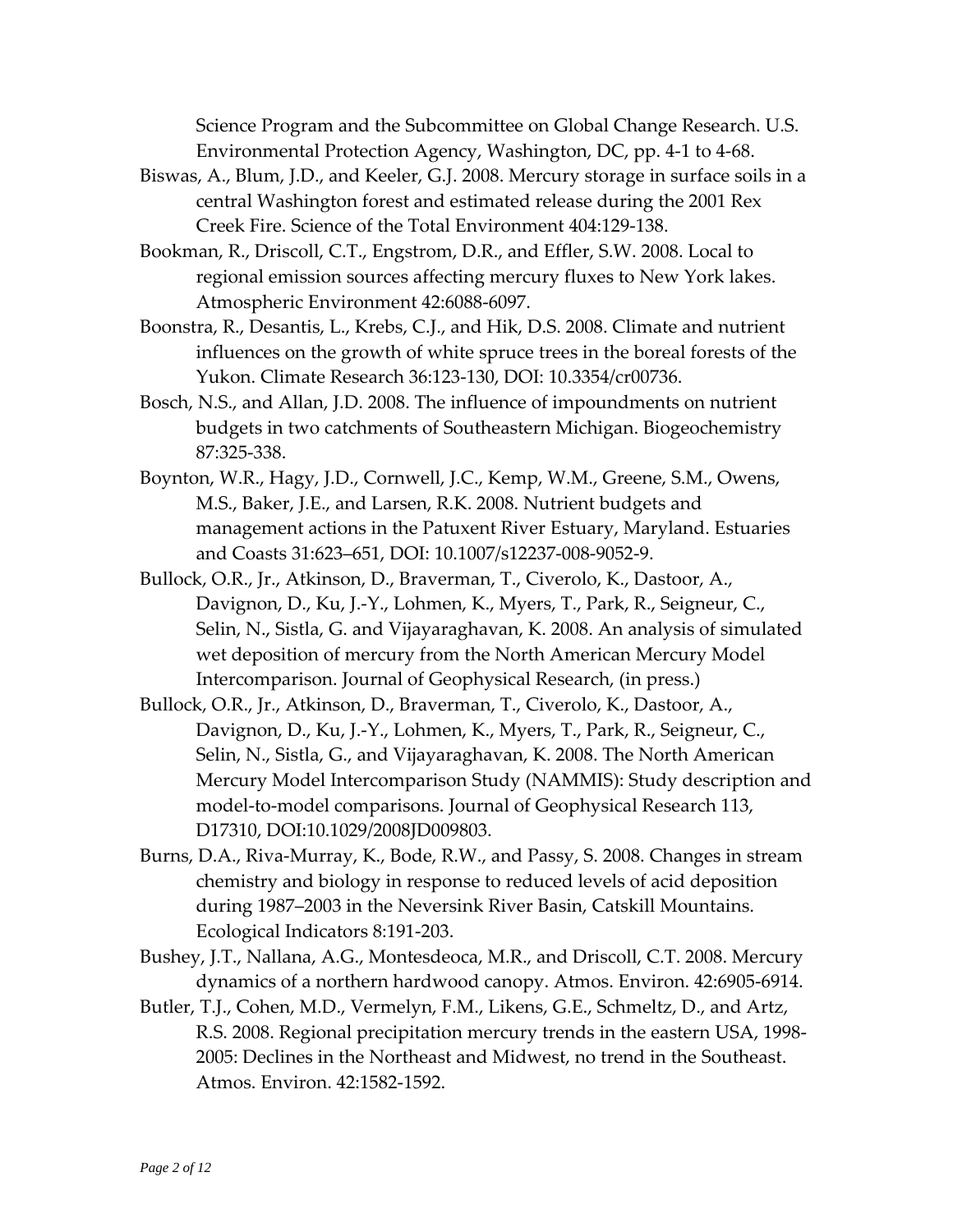Science Program and the Subcommittee on Global Change Research. U.S. Environmental Protection Agency, Washington, DC, pp. 4-1 to 4-68.

Biswas, A., Blum, J.D., and Keeler, G.J. 2008. Mercury storage in surface soils in a central Washington forest and estimated release during the 2001 Rex Creek Fire. Science of the Total Environment 404:129-138.

Bookman, R., Driscoll, C.T., Engstrom, D.R., and Effler, S.W. 2008. Local to regional emission sources affecting mercury fluxes to New York lakes. Atmospheric Environment 42:6088-6097.

Boonstra, R., Desantis, L., Krebs, C.J., and Hik, D.S. 2008. Climate and nutrient influences on the growth of white spruce trees in the boreal forests of the Yukon. Climate Research 36:123-130, DOI: 10.3354/cr00736.

Bosch, N.S., and Allan, J.D. 2008. The influence of impoundments on nutrient budgets in two catchments of Southeastern Michigan. Biogeochemistry 87:325-338.

Boynton, W.R., Hagy, J.D., Cornwell, J.C., Kemp, W.M., Greene, S.M., Owens, M.S., Baker, J.E., and Larsen, R.K. 2008. Nutrient budgets and management actions in the Patuxent River Estuary, Maryland. Estuaries and Coasts 31:623–651, DOI: 10.1007/s12237-008-9052-9.

Bullock, O.R., Jr., Atkinson, D., Braverman, T., Civerolo, K., Dastoor, A., Davignon, D., Ku, J.-Y., Lohmen, K., Myers, T., Park, R., Seigneur, C., Selin, N., Sistla, G. and Vijayaraghavan, K. 2008. An analysis of simulated wet deposition of mercury from the North American Mercury Model Intercomparison. Journal of Geophysical Research, (in press.)

Bullock, O.R., Jr., Atkinson, D., Braverman, T., Civerolo, K., Dastoor, A., Davignon, D., Ku, J.-Y., Lohmen, K., Myers, T., Park, R., Seigneur, C., Selin, N., Sistla, G., and Vijayaraghavan, K. 2008. The North American Mercury Model Intercomparison Study (NAMMIS): Study description and model-to-model comparisons. Journal of Geophysical Research 113, D17310, DOI:10.1029/2008JD009803.

Burns, D.A., Riva-Murray, K., Bode, R.W., and Passy, S. 2008. Changes in stream chemistry and biology in response to reduced levels of acid deposition during 1987–2003 in the Neversink River Basin, Catskill Mountains. Ecological Indicators 8:191-203.

Bushey, J.T., Nallana, A.G., Montesdeoca, M.R., and Driscoll, C.T. 2008. Mercury dynamics of a northern hardwood canopy. Atmos. Environ. 42:6905-6914.

Butler, T.J., Cohen, M.D., Vermelyn, F.M., Likens, G.E., Schmeltz, D., and Artz, R.S. 2008. Regional precipitation mercury trends in the eastern USA, 1998-2005: Declines in the Northeast and Midwest, no trend in the Southeast. Atmos. Environ. 42:1582-1592.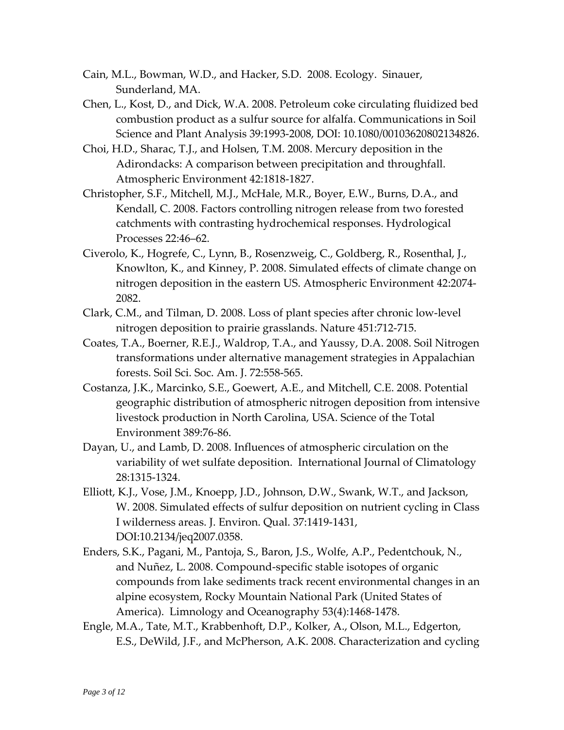Cain, M.L., Bowman, W.D., and Hacker, S.D. 2008. Ecology. Sinauer, Sunderland, MA.

Chen, L., Kost, D., and Dick, W.A. 2008. Petroleum coke circulating fluidized bed combustion product as a sulfur source for alfalfa. Communications in Soil Science and Plant Analysis 39:1993-2008, DOI: 10.1080/00103620802134826.

Choi, H.D., Sharac, T.J., and Holsen, T.M. 2008. Mercury deposition in the Adirondacks: A comparison between precipitation and throughfall. Atmospheric Environment 42:1818-1827.

Christopher, S.F., Mitchell, M.J., McHale, M.R., Boyer, E.W., Burns, D.A., and Kendall, C. 2008. Factors controlling nitrogen release from two forested catchments with contrasting hydrochemical responses. Hydrological Processes 22:46–62.

Civerolo, K., Hogrefe, C., Lynn, B., Rosenzweig, C., Goldberg, R., Rosenthal, J., Knowlton, K., and Kinney, P. 2008. Simulated effects of climate change on nitrogen deposition in the eastern US. Atmospheric Environment 42:2074-2082.

Clark, C.M., and Tilman, D. 2008. Loss of plant species after chronic low-level nitrogen deposition to prairie grasslands. Nature 451:712-715.

Coates, T.A., Boerner, R.E.J., Waldrop, T.A., and Yaussy, D.A. 2008. Soil Nitrogen transformations under alternative management strategies in Appalachian forests. Soil Sci. Soc. Am. J. 72:558-565.

Costanza, J.K., Marcinko, S.E., Goewert, A.E., and Mitchell, C.E. 2008. Potential geographic distribution of atmospheric nitrogen deposition from intensive livestock production in North Carolina, USA. Science of the Total Environment 389:76-86.

Dayan, U., and Lamb, D. 2008. Influences of atmospheric circulation on the variability of wet sulfate deposition. International Journal of Climatology 28:1315-1324.

Elliott, K.J., Vose, J.M., Knoepp, J.D., Johnson, D.W., Swank, W.T., and Jackson, W. 2008. Simulated effects of sulfur deposition on nutrient cycling in Class I wilderness areas. J. Environ. Qual. 37:1419-1431, DOI:10.2134/jeq2007.0358.

Enders, S.K., Pagani, M., Pantoja, S., Baron, J.S., Wolfe, A.P., Pedentchouk, N., and Nuñez, L. 2008. Compound-specific stable isotopes of organic compounds from lake sediments track recent environmental changes in an alpine ecosystem, Rocky Mountain National Park (United States of America). Limnology and Oceanography 53(4):1468-1478.

Engle, M.A., Tate, M.T., Krabbenhoft, D.P., Kolker, A., Olson, M.L., Edgerton, E.S., DeWild, J.F., and McPherson, A.K. 2008. Characterization and cycling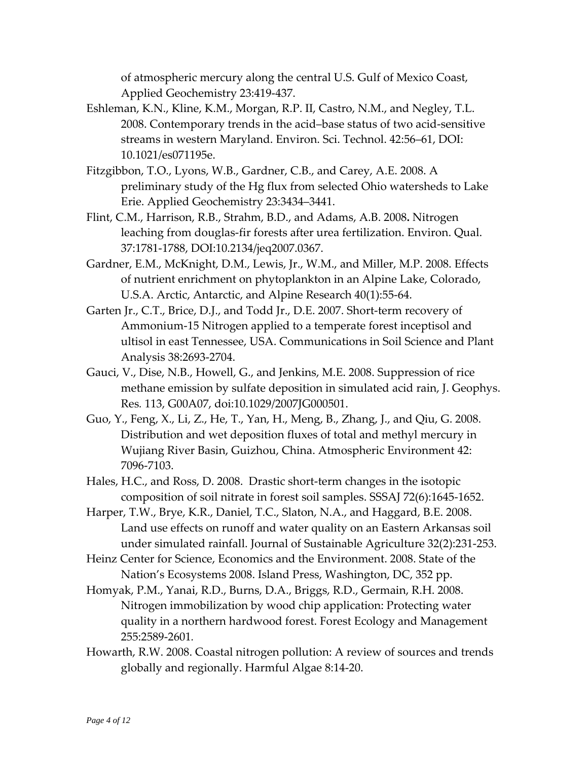of atmospheric mercury along the central U.S. Gulf of Mexico Coast, Applied Geochemistry 23:419-437.

Eshleman, K.N., Kline, K.M., Morgan, R.P. II, Castro, N.M., and Negley, T.L. 2008. Contemporary trends in the acid–base status of two acid-sensitive streams in western Maryland. Environ. Sci. Technol. 42:56–61, DOI: 10.1021/es071195e.

Fitzgibbon, T.O., Lyons, W.B., Gardner, C.B., and Carey, A.E. 2008. A preliminary study of the Hg flux from selected Ohio watersheds to Lake Erie. Applied Geochemistry 23:3434–3441.

Flint, C.M., Harrison, R.B., Strahm, B.D., and Adams, A.B. 2008**.** Nitrogen leaching from douglas-fir forests after urea fertilization. Environ. Qual. 37:1781-1788, DOI:10.2134/jeq2007.0367.

Gardner, E.M., McKnight, D.M., Lewis, Jr., W.M., and Miller, M.P. 2008. Effects of nutrient enrichment on phytoplankton in an Alpine Lake, Colorado, U.S.A. Arctic, Antarctic, and Alpine Research 40(1):55-64.

Garten Jr., C.T., Brice, D.J., and Todd Jr., D.E. 2007. Short-term recovery of Ammonium-15 Nitrogen applied to a temperate forest inceptisol and ultisol in east Tennessee, USA. Communications in Soil Science and Plant Analysis 38:2693-2704.

Gauci, V., Dise, N.B., Howell, G., and Jenkins, M.E. 2008. Suppression of rice methane emission by sulfate deposition in simulated acid rain, J. Geophys. Res*.* 113, G00A07, doi:10.1029/2007JG000501.

Guo, Y., Feng, X., Li, Z., He, T., Yan, H., Meng, B., Zhang, J., and Qiu, G. 2008. Distribution and wet deposition fluxes of total and methyl mercury in Wujiang River Basin, Guizhou, China. Atmospheric Environment 42: 7096-7103.

Hales, H.C., and Ross, D. 2008. Drastic short-term changes in the isotopic composition of soil nitrate in forest soil samples. SSSAJ 72(6):1645-1652.

Harper, T.W., Brye, K.R., Daniel, T.C., Slaton, N.A., and Haggard, B.E. 2008. Land use effects on runoff and water quality on an Eastern Arkansas soil under simulated rainfall. Journal of Sustainable Agriculture 32(2):231-253.

Heinz Center for Science, Economics and the Environment. 2008. State of the Nation's Ecosystems 2008. Island Press, Washington, DC, 352 pp.

Homyak, P.M., Yanai, R.D., Burns, D.A., Briggs, R.D., Germain, R.H. 2008. Nitrogen immobilization by wood chip application: Protecting water quality in a northern hardwood forest. Forest Ecology and Management 255:2589-2601.

Howarth, R.W. 2008. Coastal nitrogen pollution: A review of sources and trends globally and regionally. Harmful Algae 8:14-20.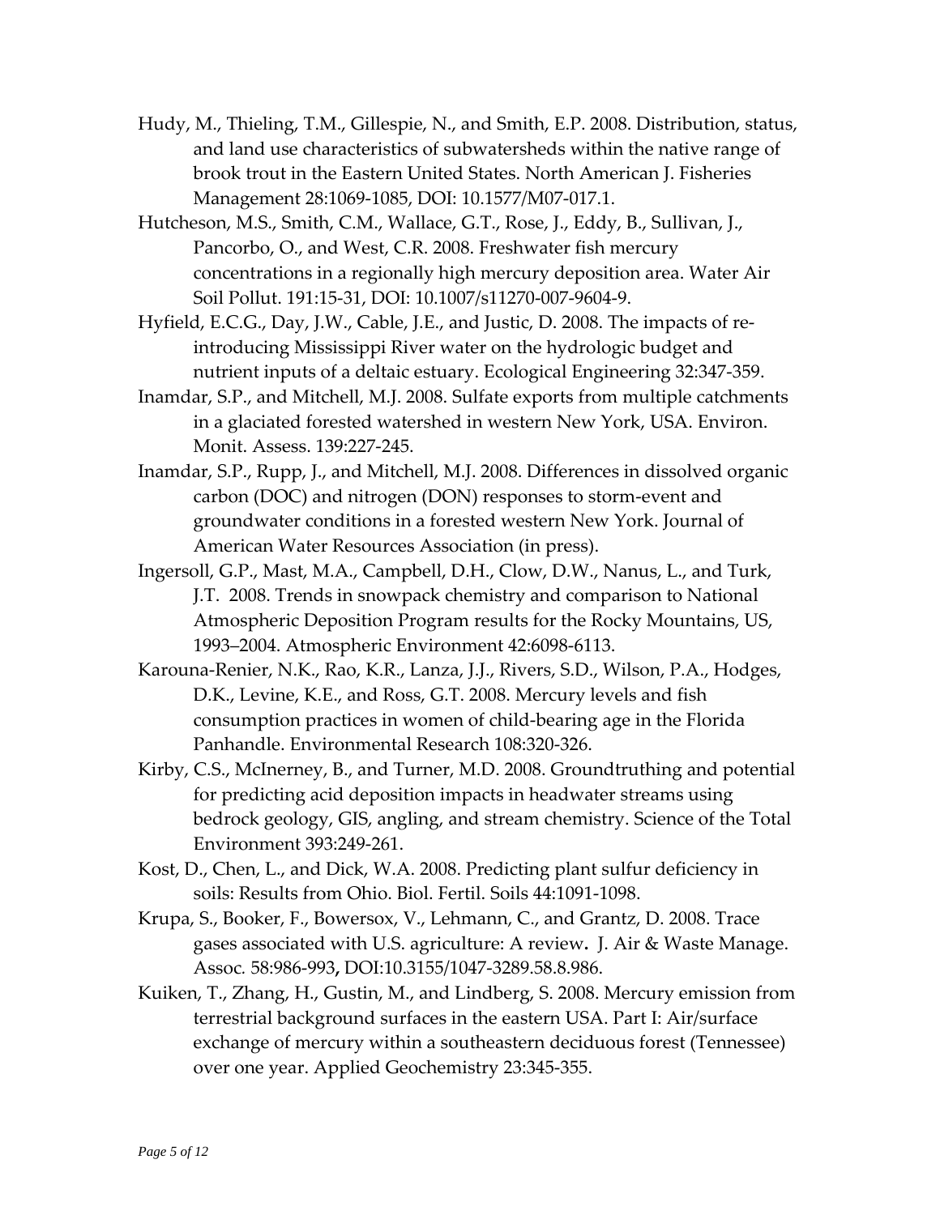Hudy, M., Thieling, T.M., Gillespie, N., and Smith, E.P. 2008. Distribution, status, and land use characteristics of subwatersheds within the native range of brook trout in the Eastern United States. North American J. Fisheries Management 28:1069-1085, DOI: 10.1577/M07-017.1.

Hutcheson, M.S., Smith, C.M., Wallace, G.T., Rose, J., Eddy, B., Sullivan, J., Pancorbo, O., and West, C.R. 2008. Freshwater fish mercury concentrations in a regionally high mercury deposition area. Water Air Soil Pollut. 191:15-31, DOI: 10.1007/s11270-007-9604-9.

Hyfield, E.C.G., Day, J.W., Cable, J.E., and Justic, D. 2008. The impacts of re-introducing Mississippi River water on the hydrologic budget and nutrient inputs of a deltaic estuary. Ecological Engineering 32:347-359.

Inamdar, S.P., and Mitchell, M.J. 2008. Sulfate exports from multiple catchments in a glaciated forested watershed in western New York, USA. Environ. Monit. Assess. 139:227-245.

Inamdar, S.P., Rupp, J., and Mitchell, M.J. 2008. Differences in dissolved organic carbon (DOC) and nitrogen (DON) responses to storm-event and groundwater conditions in a forested western New York. Journal of American Water Resources Association (in press).

Ingersoll, G.P., Mast, M.A., Campbell, D.H., Clow, D.W., Nanus, L., and Turk, J.T. 2008. Trends in snowpack chemistry and comparison to National Atmospheric Deposition Program results for the Rocky Mountains, US, 1993–2004. Atmospheric Environment 42:6098-6113.

Karouna-Renier, N.K., Rao, K.R., Lanza, J.J., Rivers, S.D., Wilson, P.A., Hodges, D.K., Levine, K.E., and Ross, G.T. 2008. Mercury levels and fish consumption practices in women of child-bearing age in the Florida Panhandle. Environmental Research 108:320-326.

Kirby, C.S., McInerney, B., and Turner, M.D. 2008. Groundtruthing and potential for predicting acid deposition impacts in headwater streams using bedrock geology, GIS, angling, and stream chemistry. Science of the Total Environment 393:249-261.

Kost, D., Chen, L., and Dick, W.A. 2008. Predicting plant sulfur deficiency in soils: Results from Ohio. Biol. Fertil. Soils 44:1091-1098.

Krupa, S., Booker, F., Bowersox, V., Lehmann, C., and Grantz, D. 2008. Trace gases associated with U.S. agriculture: A review**.** J. Air & Waste Manage. Assoc*.* 58:986-993**,** DOI:10.3155/1047-3289.58.8.986.

Kuiken, T., Zhang, H., Gustin, M., and Lindberg, S. 2008. Mercury emission from terrestrial background surfaces in the eastern USA. Part I: Air/surface exchange of mercury within a southeastern deciduous forest (Tennessee) over one year. Applied Geochemistry 23:345-355.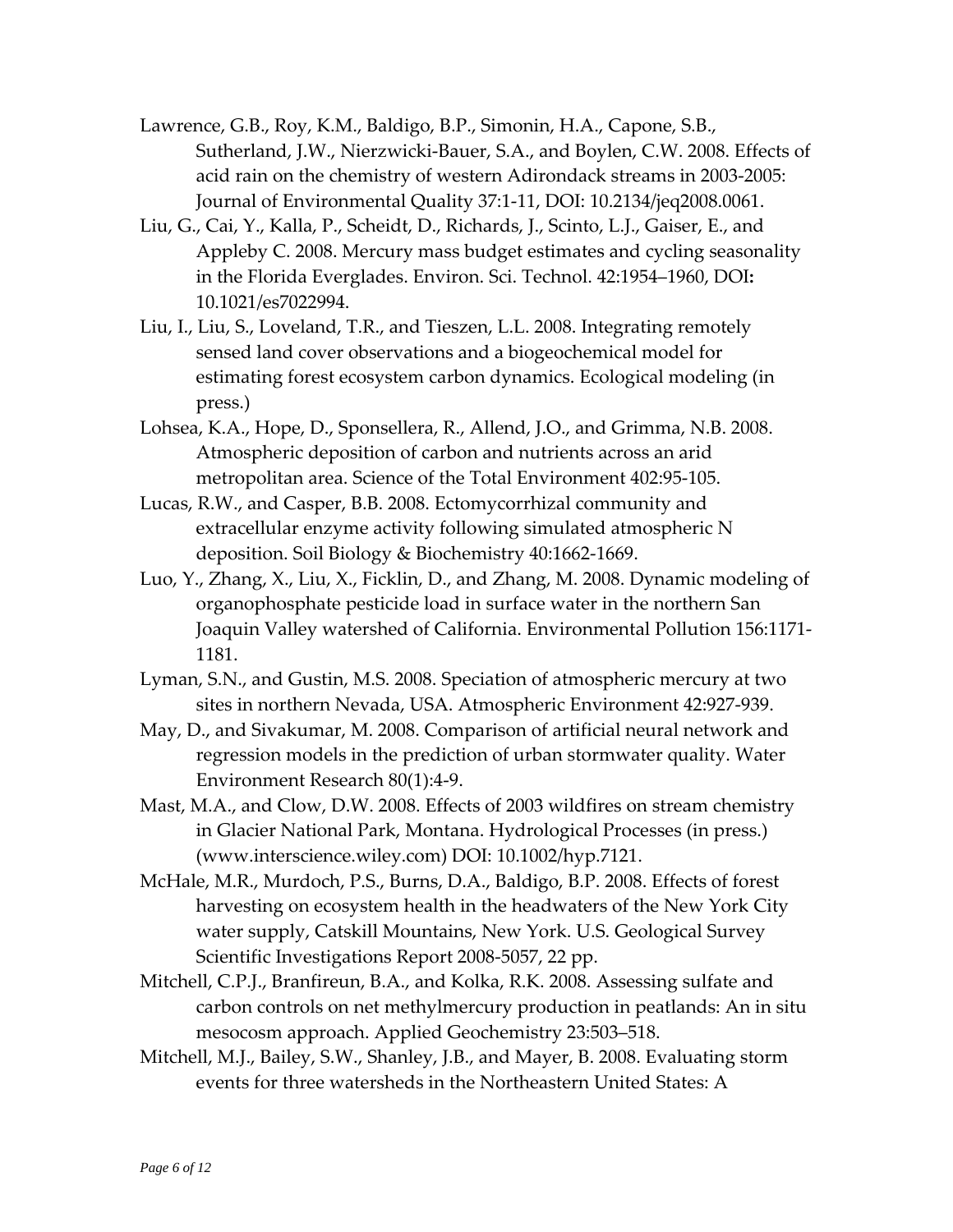Lawrence, G.B., Roy, K.M., Baldigo, B.P., Simonin, H.A., Capone, S.B., Sutherland, J.W., Nierzwicki-Bauer, S.A., and Boylen, C.W. 2008. Effects of acid rain on the chemistry of western Adirondack streams in 2003-2005: Journal of Environmental Quality 37:1-11, DOI: 10.2134/jeq2008.0061.

Liu, G., Cai, Y., Kalla, P., Scheidt, D., Richards, J., Scinto, L.J., Gaiser, E., and Appleby C. 2008. Mercury mass budget estimates and cycling seasonality in the Florida Everglades. Environ. Sci. Technol. 42:1954–1960, DOI**:** 10.1021/es7022994.

Liu, I., Liu, S., Loveland, T.R., and Tieszen, L.L. 2008. Integrating remotely sensed land cover observations and a biogeochemical model for estimating forest ecosystem carbon dynamics. Ecological modeling (in press.)

Lohsea, K.A., Hope, D., Sponsellera, R., Allend, J.O., and Grimma, N.B. 2008. Atmospheric deposition of carbon and nutrients across an arid metropolitan area. Science of the Total Environment 402:95-105.

Lucas, R.W., and Casper, B.B. 2008. Ectomycorrhizal community and extracellular enzyme activity following simulated atmospheric N deposition. Soil Biology & Biochemistry 40:1662-1669.

Luo, Y., Zhang, X., Liu, X., Ficklin, D., and Zhang, M. 2008. Dynamic modeling of organophosphate pesticide load in surface water in the northern San Joaquin Valley watershed of California. Environmental Pollution 156:1171-1181.

Lyman, S.N., and Gustin, M.S. 2008. Speciation of atmospheric mercury at two sites in northern Nevada, USA. Atmospheric Environment 42:927-939.

May, D., and Sivakumar, M. 2008. Comparison of artificial neural network and regression models in the prediction of urban stormwater quality. Water Environment Research 80(1):4-9.

Mast, M.A., and Clow, D.W. 2008. Effects of 2003 wildfires on stream chemistry in Glacier National Park, Montana. Hydrological Processes (in press.) (www.interscience.wiley.com) DOI: 10.1002/hyp.7121.

McHale, M.R., Murdoch, P.S., Burns, D.A., Baldigo, B.P. 2008. Effects of forest harvesting on ecosystem health in the headwaters of the New York City water supply, Catskill Mountains, New York. U.S. Geological Survey Scientific Investigations Report 2008-5057, 22 pp.

Mitchell, C.P.J., Branfireun, B.A., and Kolka, R.K. 2008. Assessing sulfate and carbon controls on net methylmercury production in peatlands: An in situ mesocosm approach. Applied Geochemistry 23:503–518.

Mitchell, M.J., Bailey, S.W., Shanley, J.B., and Mayer, B. 2008. Evaluating storm events for three watersheds in the Northeastern United States: A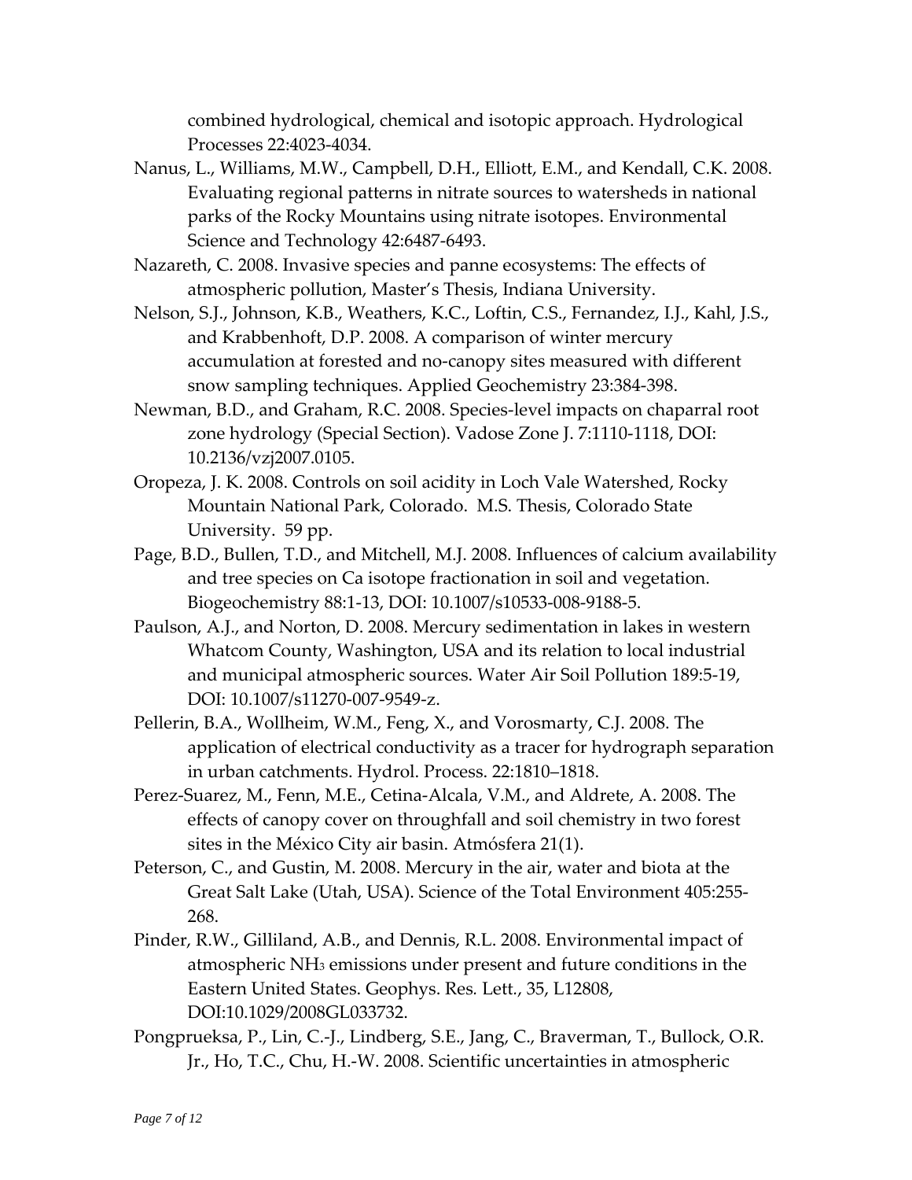combined hydrological, chemical and isotopic approach. Hydrological Processes 22:4023-4034.

Nanus, L., Williams, M.W., Campbell, D.H., Elliott, E.M., and Kendall, C.K. 2008. Evaluating regional patterns in nitrate sources to watersheds in national parks of the Rocky Mountains using nitrate isotopes. Environmental Science and Technology 42:6487-6493.

Nazareth, C. 2008. Invasive species and panne ecosystems: The effects of atmospheric pollution, Master's Thesis, Indiana University.

Nelson, S.J., Johnson, K.B., Weathers, K.C., Loftin, C.S., Fernandez, I.J., Kahl, J.S., and Krabbenhoft, D.P. 2008. A comparison of winter mercury accumulation at forested and no-canopy sites measured with different snow sampling techniques. Applied Geochemistry 23:384-398.

Newman, B.D., and Graham, R.C. 2008. Species-level impacts on chaparral root zone hydrology (Special Section). Vadose Zone J. 7:1110-1118, DOI: 10.2136/vzj2007.0105.

Oropeza, J. K. 2008. Controls on soil acidity in Loch Vale Watershed, Rocky Mountain National Park, Colorado. M.S. Thesis, Colorado State University. 59 pp.

Page, B.D., Bullen, T.D., and Mitchell, M.J. 2008. Influences of calcium availability and tree species on Ca isotope fractionation in soil and vegetation. Biogeochemistry 88:1-13, DOI: 10.1007/s10533-008-9188-5.

Paulson, A.J., and Norton, D. 2008. Mercury sedimentation in lakes in western Whatcom County, Washington, USA and its relation to local industrial and municipal atmospheric sources. Water Air Soil Pollution 189:5-19, DOI: 10.1007/s11270-007-9549-z.

Pellerin, B.A., Wollheim, W.M., Feng, X., and Vorosmarty, C.J. 2008. The application of electrical conductivity as a tracer for hydrograph separation in urban catchments. Hydrol. Process. 22:1810–1818.

Perez-Suarez, M., Fenn, M.E., Cetina-Alcala, V.M., and Aldrete, A. 2008. The effects of canopy cover on throughfall and soil chemistry in two forest sites in the México City air basin. Atmósfera 21(1).

Peterson, C., and Gustin, M. 2008. Mercury in the air, water and biota at the Great Salt Lake (Utah, USA). Science of the Total Environment 405:255-268.

Pinder, R.W., Gilliland, A.B., and Dennis, R.L. 2008. Environmental impact of atmospheric $NH_3$ emissions under present and future conditions in the Eastern United States. Geophys. Res. Lett., 35, L12808, DOI:10.1029/2008GL033732.

Pongprueksa, P., Lin, C.-J., Lindberg, S.E., Jang, C., Braverman, T., Bullock, O.R. Jr., Ho, T.C., Chu, H.-W. 2008. Scientific uncertainties in atmospheric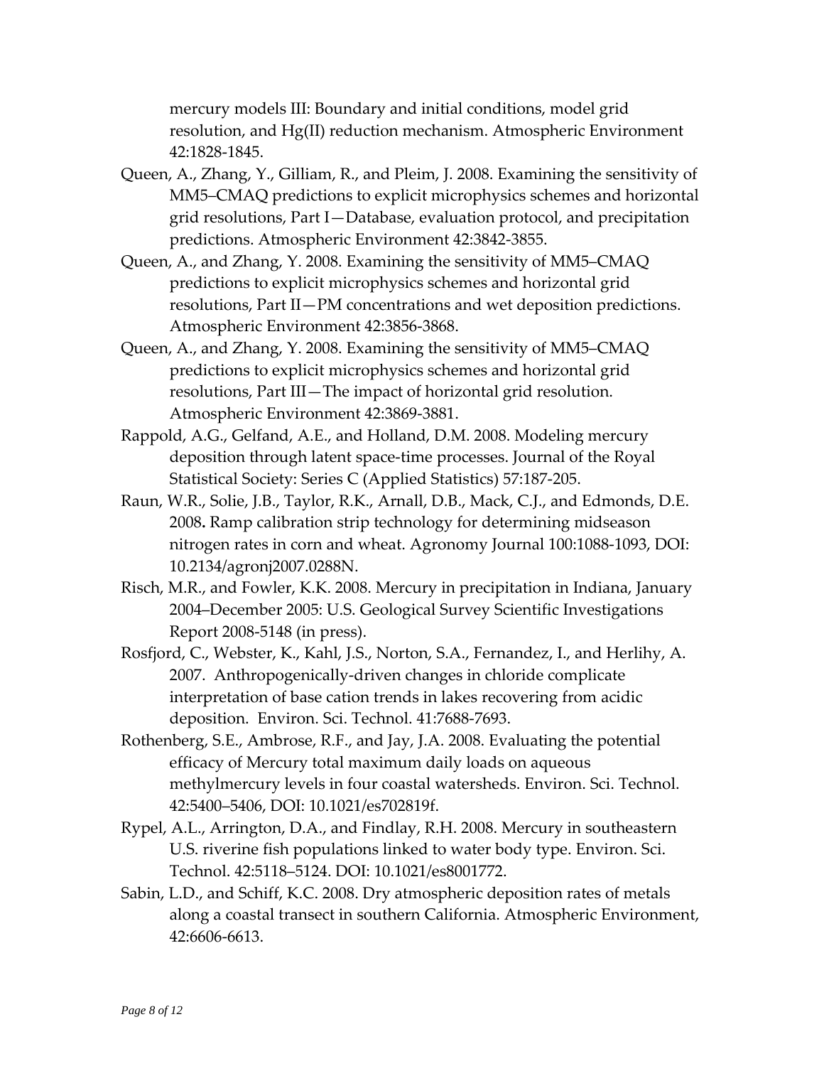mercury models III: Boundary and initial conditions, model grid resolution, and Hg(II) reduction mechanism. Atmospheric Environment 42:1828-1845.

Queen, A., Zhang, Y., Gilliam, R., and Pleim, J. 2008. Examining the sensitivity of MM5–CMAQ predictions to explicit microphysics schemes and horizontal grid resolutions, Part I—Database, evaluation protocol, and precipitation predictions. Atmospheric Environment 42:3842-3855.

Queen, A., and Zhang, Y. 2008. Examining the sensitivity of MM5–CMAQ predictions to explicit microphysics schemes and horizontal grid resolutions, Part II—PM concentrations and wet deposition predictions. Atmospheric Environment 42:3856-3868.

Queen, A., and Zhang, Y. 2008. Examining the sensitivity of MM5–CMAQ predictions to explicit microphysics schemes and horizontal grid resolutions, Part III—The impact of horizontal grid resolution. Atmospheric Environment 42:3869-3881.

Rappold, A.G., Gelfand, A.E., and Holland, D.M. 2008. Modeling mercury deposition through latent space-time processes. Journal of the Royal Statistical Society: Series C (Applied Statistics) 57:187-205.

Raun, W.R., Solie, J.B., Taylor, R.K., Arnall, D.B., Mack, C.J., and Edmonds, D.E. 2008**.** Ramp calibration strip technology for determining midseason nitrogen rates in corn and wheat. Agronomy Journal 100:1088-1093, DOI: 10.2134/agronj2007.0288N.

Risch, M.R., and Fowler, K.K. 2008. Mercury in precipitation in Indiana, January 2004–December 2005: U.S. Geological Survey Scientific Investigations Report 2008-5148 (in press).

Rosfjord, C., Webster, K., Kahl, J.S., Norton, S.A., Fernandez, I., and Herlihy, A. 2007. Anthropogenically-driven changes in chloride complicate interpretation of base cation trends in lakes recovering from acidic deposition. Environ. Sci. Technol. 41:7688-7693.

Rothenberg, S.E., Ambrose, R.F., and Jay, J.A. 2008. Evaluating the potential efficacy of Mercury total maximum daily loads on aqueous methylmercury levels in four coastal watersheds. Environ. Sci. Technol. 42:5400–5406, DOI: 10.1021/es702819f.

Rypel, A.L., Arrington, D.A., and Findlay, R.H. 2008. Mercury in southeastern U.S. riverine fish populations linked to water body type. Environ. Sci. Technol. 42:5118–5124. DOI: 10.1021/es8001772.

Sabin, L.D., and Schiff, K.C. 2008. Dry atmospheric deposition rates of metals along a coastal transect in southern California. Atmospheric Environment, 42:6606-6613.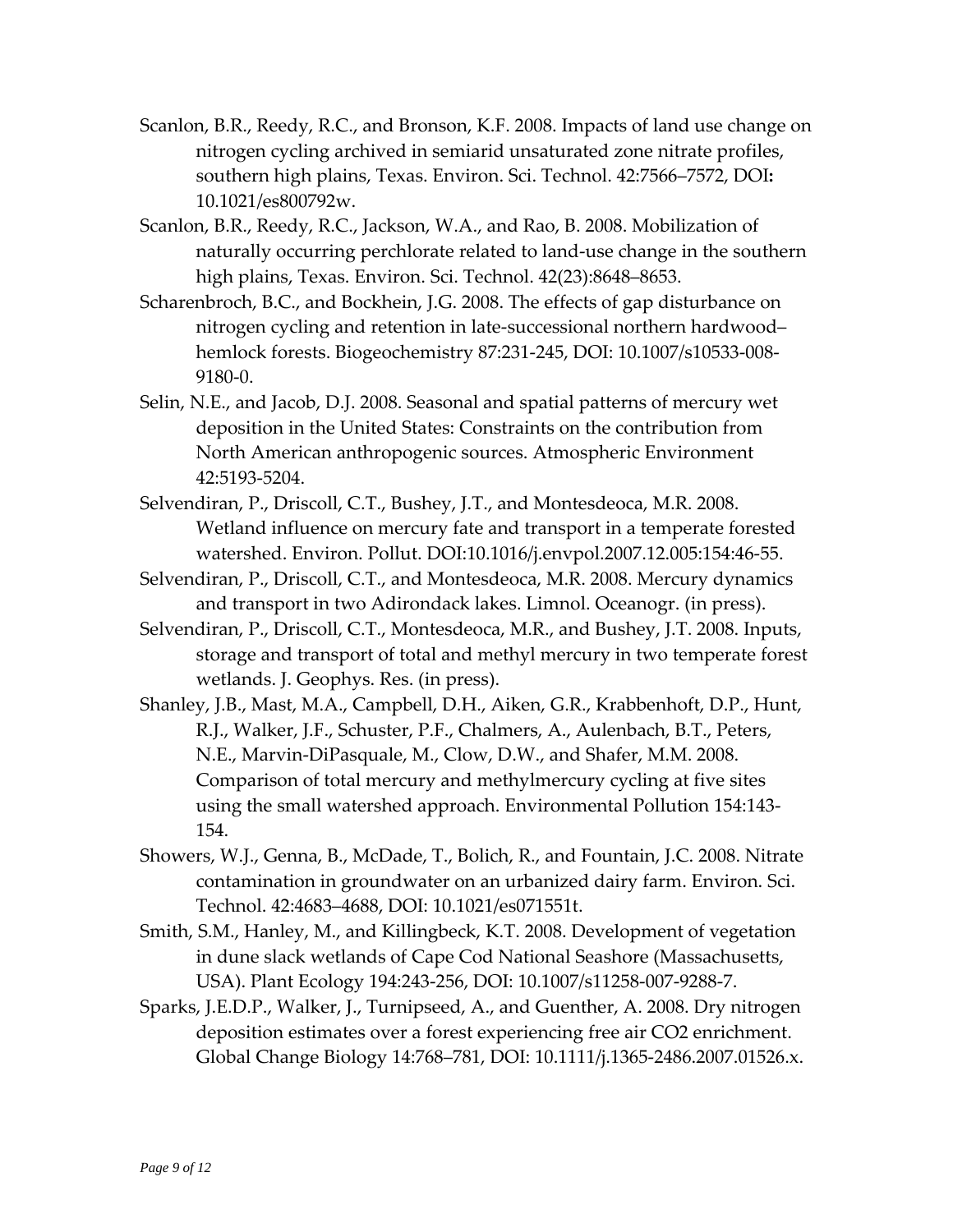Scanlon, B.R., Reedy, R.C., and Bronson, K.F. 2008. Impacts of land use change on nitrogen cycling archived in semiarid unsaturated zone nitrate profiles, southern high plains, Texas. Environ. Sci. Technol. 42:7566–7572, DOI**:** 10.1021/es800792w.

Scanlon, B.R., Reedy, R.C., Jackson, W.A., and Rao, B. 2008. Mobilization of naturally occurring perchlorate related to land-use change in the southern high plains, Texas. Environ. Sci. Technol. 42(23):8648–8653.

Scharenbroch, B.C., and Bockhein, J.G. 2008. The effects of gap disturbance on nitrogen cycling and retention in late-successional northern hardwood–hemlock forests. Biogeochemistry 87:231-245, DOI: 10.1007/s10533-008-9180-0.

Selin, N.E., and Jacob, D.J. 2008. Seasonal and spatial patterns of mercury wet deposition in the United States: Constraints on the contribution from North American anthropogenic sources. Atmospheric Environment 42:5193-5204.

Selvendiran, P., Driscoll, C.T., Bushey, J.T., and Montesdeoca, M.R. 2008. Wetland influence on mercury fate and transport in a temperate forested watershed. Environ. Pollut. DOI:10.1016/j.envpol.2007.12.005:154:46-55.

Selvendiran, P., Driscoll, C.T., and Montesdeoca, M.R. 2008. Mercury dynamics and transport in two Adirondack lakes. Limnol. Oceanogr. (in press).

Selvendiran, P., Driscoll, C.T., Montesdeoca, M.R., and Bushey, J.T. 2008. Inputs, storage and transport of total and methyl mercury in two temperate forest wetlands. J. Geophys. Res. (in press).

Shanley, J.B., Mast, M.A., Campbell, D.H., Aiken, G.R., Krabbenhoft, D.P., Hunt, R.J., Walker, J.F., Schuster, P.F., Chalmers, A., Aulenbach, B.T., Peters, N.E., Marvin-DiPasquale, M., Clow, D.W., and Shafer, M.M. 2008. Comparison of total mercury and methylmercury cycling at five sites using the small watershed approach. Environmental Pollution 154:143-154.

Showers, W.J., Genna, B., McDade, T., Bolich, R., and Fountain, J.C. 2008. Nitrate contamination in groundwater on an urbanized dairy farm. Environ. Sci. Technol. 42:4683–4688, DOI: 10.1021/es071551t.

Smith, S.M., Hanley, M., and Killingbeck, K.T. 2008. Development of vegetation in dune slack wetlands of Cape Cod National Seashore (Massachusetts, USA). Plant Ecology 194:243-256, DOI: 10.1007/s11258-007-9288-7.

Sparks, J.E.D.P., Walker, J., Turnipseed, A., and Guenther, A. 2008. Dry nitrogen deposition estimates over a forest experiencing free air $CO_2$ enrichment. Global Change Biology 14:768–781, DOI: 10.1111/j.1365-2486.2007.01526.x.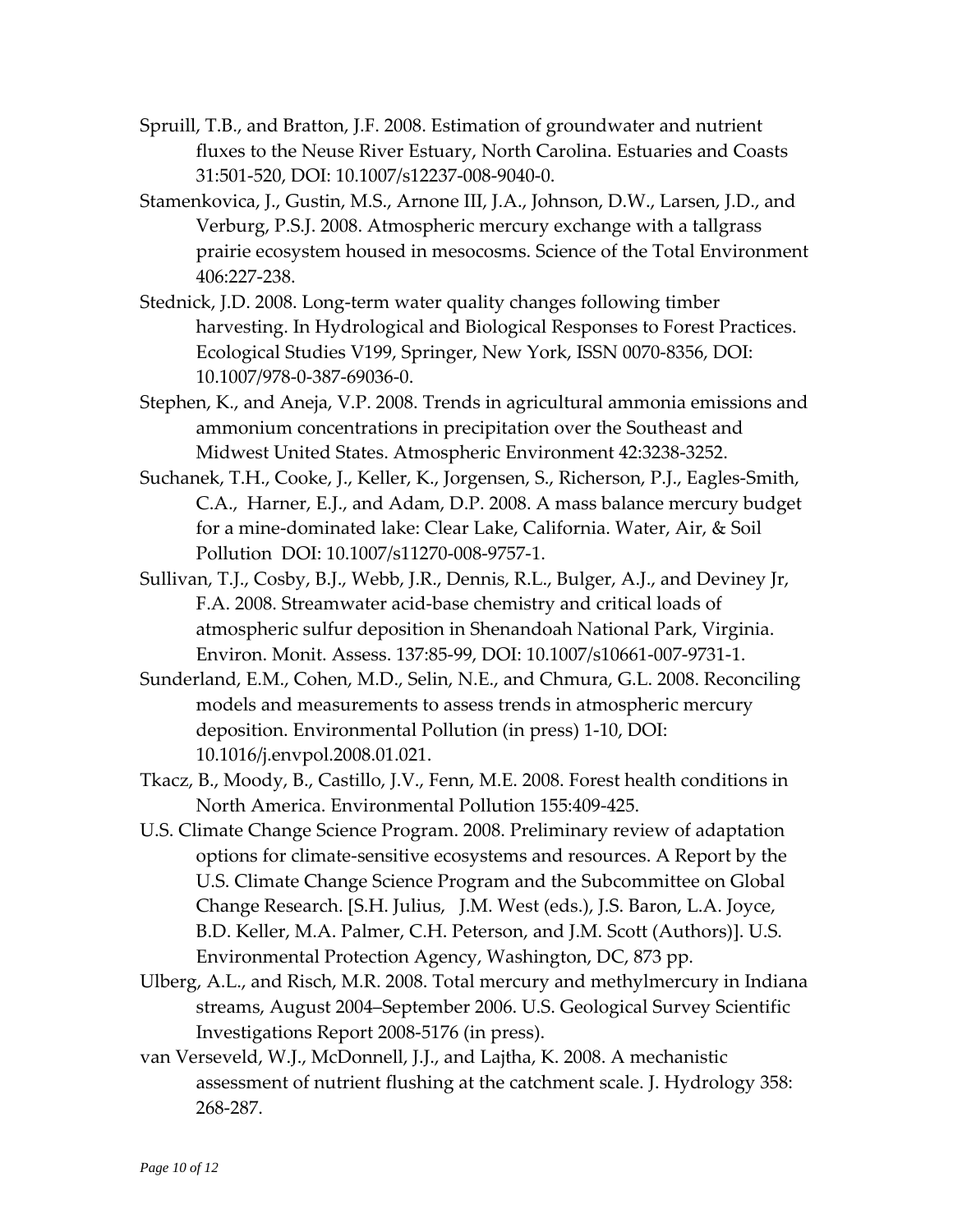Spruill, T.B., and Bratton, J.F. 2008. Estimation of groundwater and nutrient fluxes to the Neuse River Estuary, North Carolina. Estuaries and Coasts 31:501-520, DOI: 10.1007/s12237-008-9040-0.

Stamenkovica, J., Gustin, M.S., Arnone III, J.A., Johnson, D.W., Larsen, J.D., and Verburg, P.S.J. 2008. Atmospheric mercury exchange with a tallgrass prairie ecosystem housed in mesocosms. Science of the Total Environment 406:227-238.

Stednick, J.D. 2008. Long-term water quality changes following timber harvesting. In Hydrological and Biological Responses to Forest Practices. Ecological Studies V199, Springer, New York, ISSN 0070-8356, DOI: 10.1007/978-0-387-69036-0.

Stephen, K., and Aneja, V.P. 2008. Trends in agricultural ammonia emissions and ammonium concentrations in precipitation over the Southeast and Midwest United States. Atmospheric Environment 42:3238-3252.

Suchanek, T.H., Cooke, J., Keller, K., Jorgensen, S., Richerson, P.J., Eagles-Smith, C.A., Harner, E.J., and Adam, D.P. 2008. A mass balance mercury budget for a mine-dominated lake: Clear Lake, California. Water, Air, & Soil Pollution DOI: 10.1007/s11270-008-9757-1.

Sullivan, T.J., Cosby, B.J., Webb, J.R., Dennis, R.L., Bulger, A.J., and Deviney Jr, F.A. 2008. Streamwater acid-base chemistry and critical loads of atmospheric sulfur deposition in Shenandoah National Park, Virginia. Environ. Monit. Assess. 137:85-99, DOI: 10.1007/s10661-007-9731-1.

Sunderland, E.M., Cohen, M.D., Selin, N.E., and Chmura, G.L. 2008. Reconciling models and measurements to assess trends in atmospheric mercury deposition. Environmental Pollution (in press) 1-10, DOI: 10.1016/j.envpol.2008.01.021.

Tkacz, B., Moody, B., Castillo, J.V., Fenn, M.E. 2008. Forest health conditions in North America. Environmental Pollution 155:409-425.

U.S. Climate Change Science Program. 2008. Preliminary review of adaptation options for climate-sensitive ecosystems and resources. A Report by the U.S. Climate Change Science Program and the Subcommittee on Global Change Research. [S.H. Julius, J.M. West (eds.), J.S. Baron, L.A. Joyce, B.D. Keller, M.A. Palmer, C.H. Peterson, and J.M. Scott (Authors)]. U.S. Environmental Protection Agency, Washington, DC, 873 pp.

Ulberg, A.L., and Risch, M.R. 2008. Total mercury and methylmercury in Indiana streams, August 2004–September 2006. U.S. Geological Survey Scientific Investigations Report 2008-5176 (in press).

van Verseveld, W.J., McDonnell, J.J., and Lajtha, K. 2008. A mechanistic assessment of nutrient flushing at the catchment scale. J. Hydrology 358: 268-287.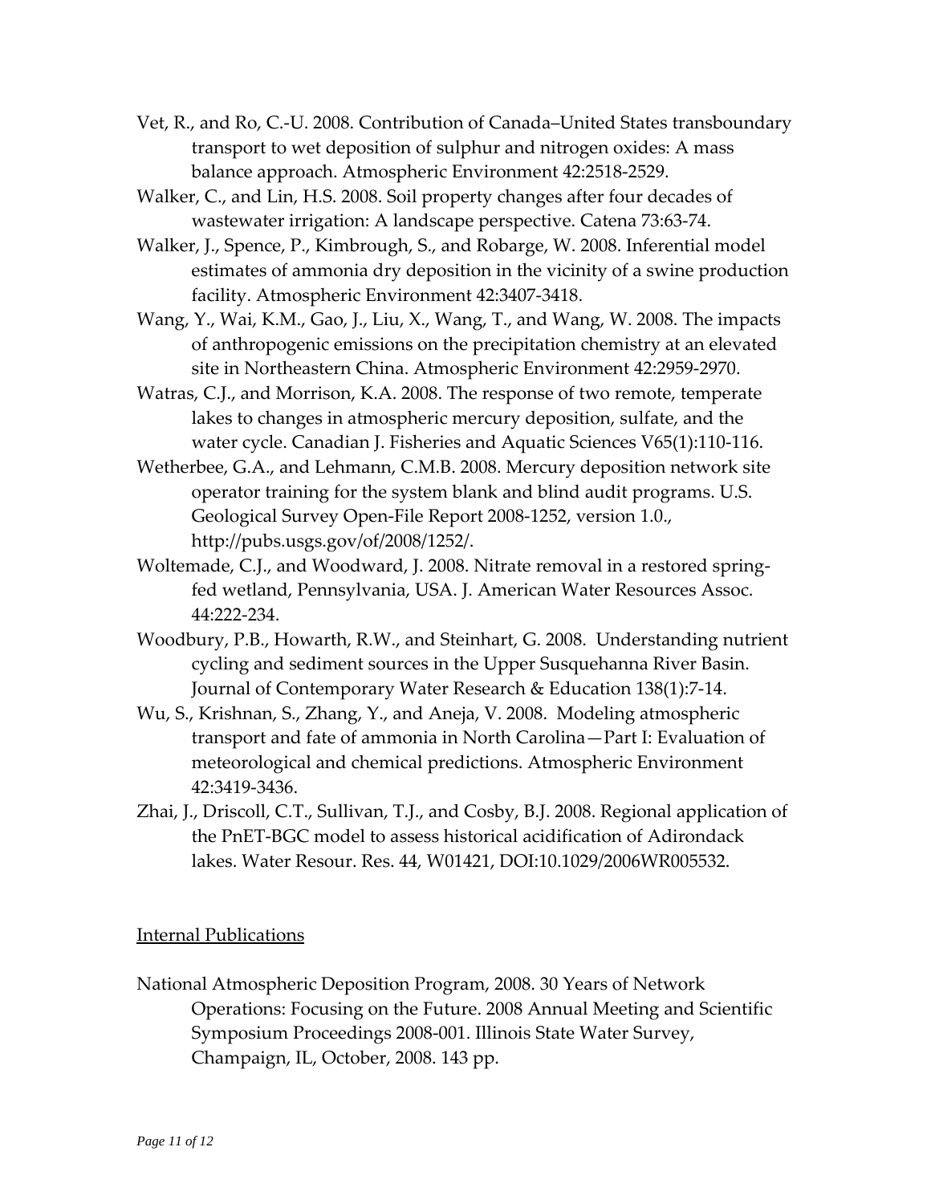Vet, R., and Ro, C.-U. 2008. Contribution of Canada–United States transboundary transport to wet deposition of sulphur and nitrogen oxides: A mass balance approach. Atmospheric Environment 42:2518-2529.

Walker, C., and Lin, H.S. 2008. Soil property changes after four decades of wastewater irrigation: A landscape perspective. Catena 73:63-74.

Walker, J., Spence, P., Kimbrough, S., and Robarge, W. 2008. Inferential model estimates of ammonia dry deposition in the vicinity of a swine production facility. Atmospheric Environment 42:3407-3418.

Wang, Y., Wai, K.M., Gao, J., Liu, X., Wang, T., and Wang, W. 2008. The impacts of anthropogenic emissions on the precipitation chemistry at an elevated site in Northeastern China. Atmospheric Environment 42:2959-2970.

Watras, C.J., and Morrison, K.A. 2008. The response of two remote, temperate lakes to changes in atmospheric mercury deposition, sulfate, and the water cycle. Canadian J. Fisheries and Aquatic Sciences V65(1):110-116.

Wetherbee, G.A., and Lehmann, C.M.B. 2008. Mercury deposition network site operator training for the system blank and blind audit programs. U.S. Geological Survey Open-File Report 2008-1252, version 1.0., http://pubs.usgs.gov/of/2008/1252/.

Woltemade, C.J., and Woodward, J. 2008. Nitrate removal in a restored spring-fed wetland, Pennsylvania, USA. J. American Water Resources Assoc. 44:222-234.

Woodbury, P.B., Howarth, R.W., and Steinhart, G. 2008. Understanding nutrient cycling and sediment sources in the Upper Susquehanna River Basin. Journal of Contemporary Water Research & Education 138(1):7-14.

Wu, S., Krishnan, S., Zhang, Y., and Aneja, V. 2008. Modeling atmospheric transport and fate of ammonia in North Carolina—Part I: Evaluation of meteorological and chemical predictions. Atmospheric Environment 42:3419-3436.

Zhai, J., Driscoll, C.T., Sullivan, T.J., and Cosby, B.J. 2008. Regional application of the PnET-BGC model to assess historical acidification of Adirondack lakes. Water Resour. Res. 44, W01421, DOI:10.1029/2006WR005532.

## Internal Publications

National Atmospheric Deposition Program, 2008. 30 Years of Network Operations: Focusing on the Future. 2008 Annual Meeting and Scientific Symposium Proceedings 2008-001. Illinois State Water Survey, Champaign, IL, October, 2008. 143 pp.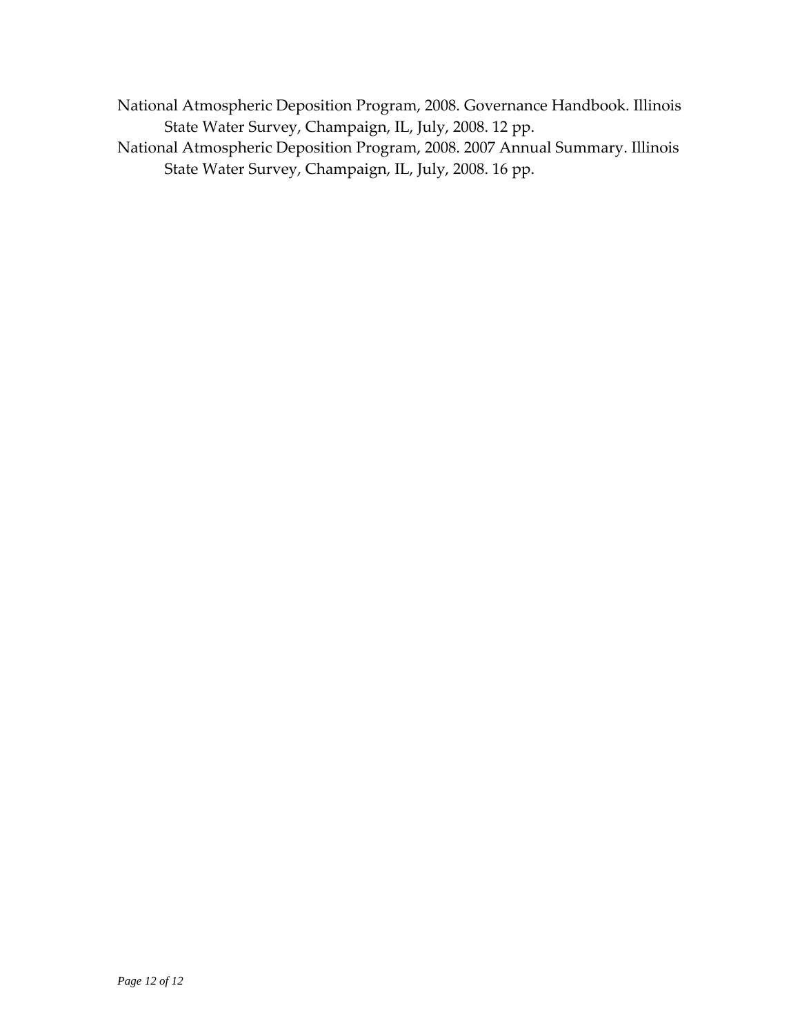National Atmospheric Deposition Program, 2008. Governance Handbook. Illinois State Water Survey, Champaign, IL, July, 2008. 12 pp.

National Atmospheric Deposition Program, 2008. 2007 Annual Summary. Illinois State Water Survey, Champaign, IL, July, 2008. 16 pp.